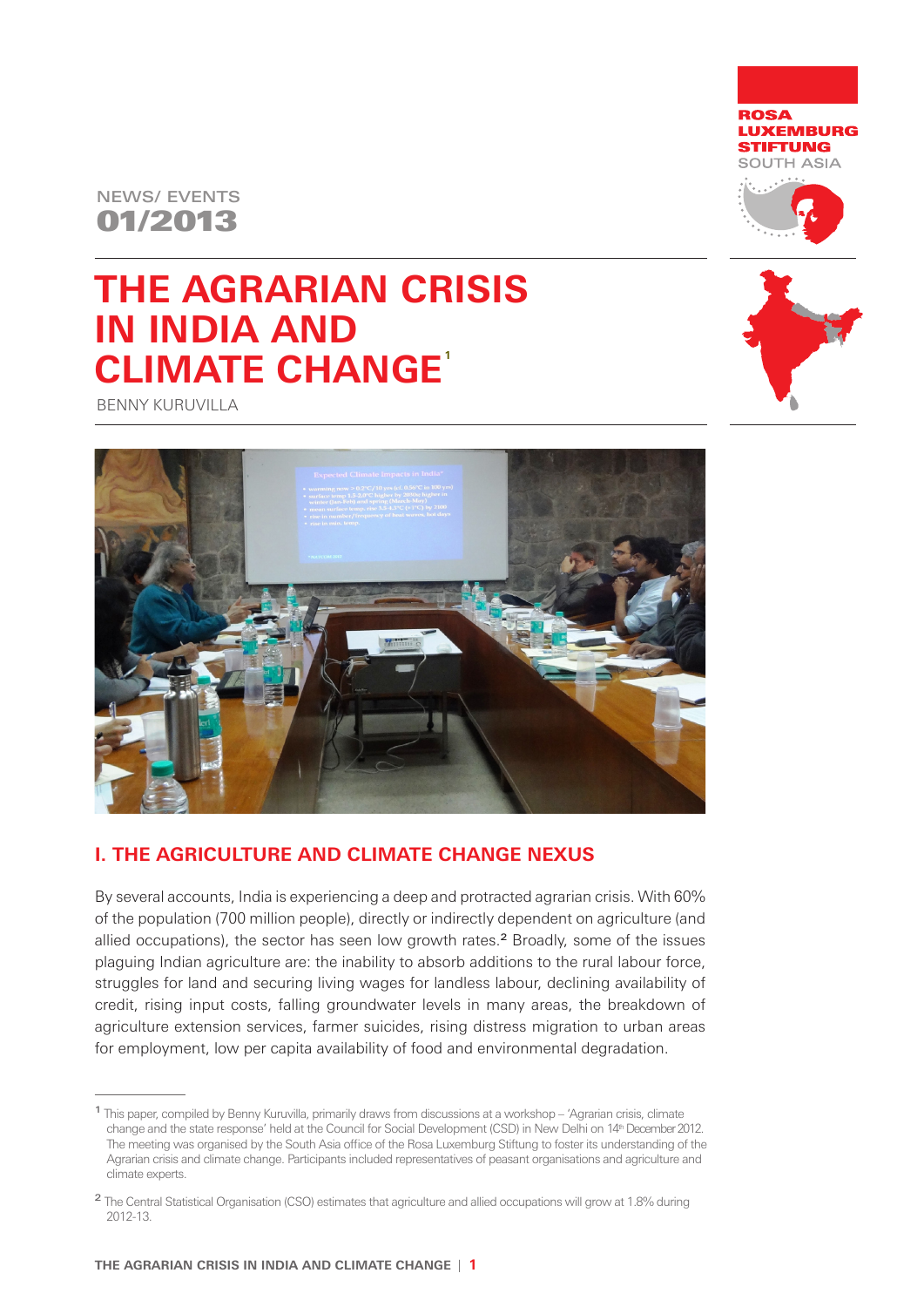ROSA LUXEMBURG STIFTUNG
SOUTH ASIA

NEWS/ EVENTS
**01/2013**

# THE AGRARIAN CRISIS IN INDIA AND CLIMATE CHANGE[1]

BENNY KURUVILLA

## I. THE AGRICULTURE AND CLIMATE CHANGE NEXUS

By several accounts, India is experiencing a deep and protracted agrarian crisis. With 60% of the population (700 million people), directly or indirectly dependent on agriculture (and allied occupations), the sector has seen low growth rates.[2] Broadly, some of the issues plaguing Indian agriculture are: the inability to absorb additions to the rural labour force, struggles for land and securing living wages for landless labour, declining availability of credit, rising input costs, falling groundwater levels in many areas, the breakdown of agriculture extension services, farmer suicides, rising distress migration to urban areas for employment, low per capita availability of food and environmental degradation.

---

[1] This paper, compiled by Benny Kuruvilla, primarily draws from discussions at a workshop – 'Agrarian crisis, climate change and the state response' held at the Council for Social Development (CSD) in New Delhi on 14th December 2012. The meeting was organised by the South Asia office of the Rosa Luxemburg Stiftung to foster its understanding of the Agrarian crisis and climate change. Participants included representatives of peasant organisations and agriculture and climate experts.

[2] The Central Statistical Organisation (CSO) estimates that agriculture and allied occupations will grow at 1.8% during 2012-13.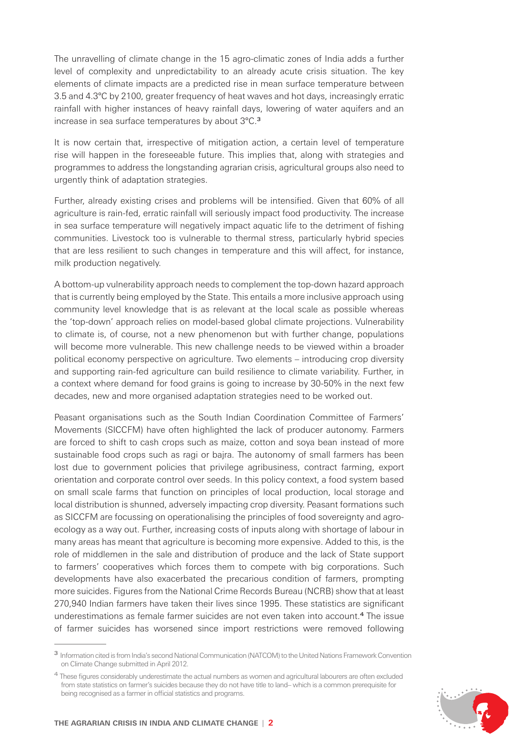The unravelling of climate change in the 15 agro-climatic zones of India adds a further level of complexity and unpredictability to an already acute crisis situation. The key elements of climate impacts are a predicted rise in mean surface temperature between 3.5 and 4.3°C by 2100, greater frequency of heat waves and hot days, increasingly erratic rainfall with higher instances of heavy rainfall days, lowering of water aquifers and an increase in sea surface temperatures by about 3°C.[3]

It is now certain that, irrespective of mitigation action, a certain level of temperature rise will happen in the foreseeable future. This implies that, along with strategies and programmes to address the longstanding agrarian crisis, agricultural groups also need to urgently think of adaptation strategies.

Further, already existing crises and problems will be intensified. Given that 60% of all agriculture is rain-fed, erratic rainfall will seriously impact food productivity. The increase in sea surface temperature will negatively impact aquatic life to the detriment of fishing communities. Livestock too is vulnerable to thermal stress, particularly hybrid species that are less resilient to such changes in temperature and this will affect, for instance, milk production negatively.

A bottom-up vulnerability approach needs to complement the top-down hazard approach that is currently being employed by the State. This entails a more inclusive approach using community level knowledge that is as relevant at the local scale as possible whereas the 'top-down' approach relies on model-based global climate projections. Vulnerability to climate is, of course, not a new phenomenon but with further change, populations will become more vulnerable. This new challenge needs to be viewed within a broader political economy perspective on agriculture. Two elements – introducing crop diversity and supporting rain-fed agriculture can build resilience to climate variability. Further, in a context where demand for food grains is going to increase by 30-50% in the next few decades, new and more organised adaptation strategies need to be worked out.

Peasant organisations such as the South Indian Coordination Committee of Farmers' Movements (SICCFM) have often highlighted the lack of producer autonomy. Farmers are forced to shift to cash crops such as maize, cotton and soya bean instead of more sustainable food crops such as ragi or bajra. The autonomy of small farmers has been lost due to government policies that privilege agribusiness, contract farming, export orientation and corporate control over seeds. In this policy context, a food system based on small scale farms that function on principles of local production, local storage and local distribution is shunned, adversely impacting crop diversity. Peasant formations such as SICCFM are focussing on operationalising the principles of food sovereignty and agro-ecology as a way out. Further, increasing costs of inputs along with shortage of labour in many areas has meant that agriculture is becoming more expensive. Added to this, is the role of middlemen in the sale and distribution of produce and the lack of State support to farmers' cooperatives which forces them to compete with big corporations. Such developments have also exacerbated the precarious condition of farmers, prompting more suicides. Figures from the National Crime Records Bureau (NCRB) show that at least 270,940 Indian farmers have taken their lives since 1995. These statistics are significant underestimations as female farmer suicides are not even taken into account.[4] The issue of farmer suicides has worsened since import restrictions were removed following

---

[3] Information cited is from India's second National Communication (NATCOM) to the United Nations Framework Convention on Climate Change submitted in April 2012.

[4] These figures considerably underestimate the actual numbers as women and agricultural labourers are often excluded from state statistics on farmer's suicides because they do not have title to land– which is a common prerequisite for being recognised as a farmer in official statistics and programs.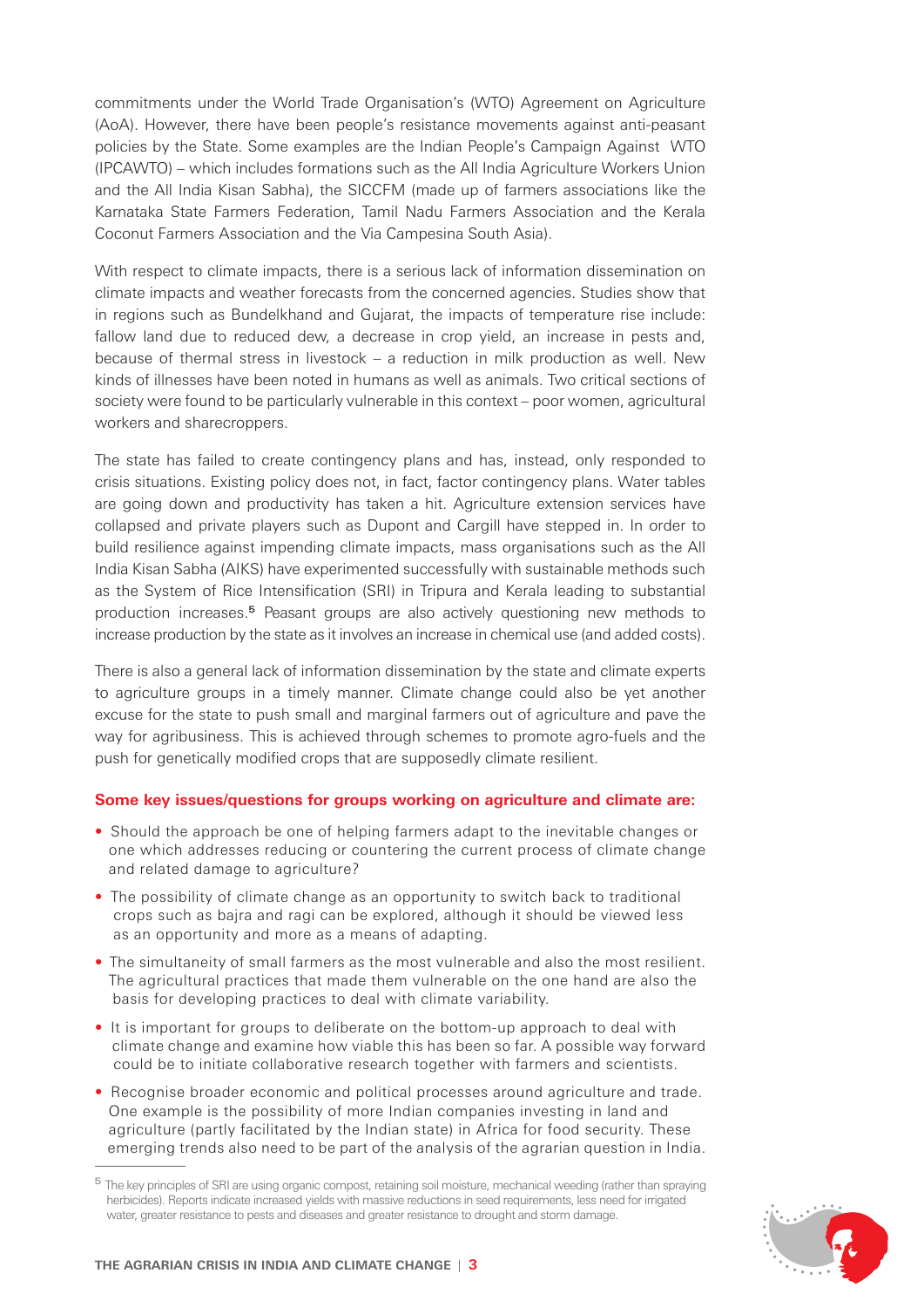commitments under the World Trade Organisation's (WTO) Agreement on Agriculture (AoA). However, there have been people's resistance movements against anti-peasant policies by the State. Some examples are the Indian People's Campaign Against WTO (IPCAWTO) – which includes formations such as the All India Agriculture Workers Union and the All India Kisan Sabha), the SICCFM (made up of farmers associations like the Karnataka State Farmers Federation, Tamil Nadu Farmers Association and the Kerala Coconut Farmers Association and the Via Campesina South Asia).

With respect to climate impacts, there is a serious lack of information dissemination on climate impacts and weather forecasts from the concerned agencies. Studies show that in regions such as Bundelkhand and Gujarat, the impacts of temperature rise include: fallow land due to reduced dew, a decrease in crop yield, an increase in pests and, because of thermal stress in livestock – a reduction in milk production as well. New kinds of illnesses have been noted in humans as well as animals. Two critical sections of society were found to be particularly vulnerable in this context – poor women, agricultural workers and sharecroppers.

The state has failed to create contingency plans and has, instead, only responded to crisis situations. Existing policy does not, in fact, factor contingency plans. Water tables are going down and productivity has taken a hit. Agriculture extension services have collapsed and private players such as Dupont and Cargill have stepped in. In order to build resilience against impending climate impacts, mass organisations such as the All India Kisan Sabha (AIKS) have experimented successfully with sustainable methods such as the System of Rice Intensification (SRI) in Tripura and Kerala leading to substantial production increases.[5] Peasant groups are also actively questioning new methods to increase production by the state as it involves an increase in chemical use (and added costs).

There is also a general lack of information dissemination by the state and climate experts to agriculture groups in a timely manner. Climate change could also be yet another excuse for the state to push small and marginal farmers out of agriculture and pave the way for agribusiness. This is achieved through schemes to promote agro-fuels and the push for genetically modified crops that are supposedly climate resilient.

**Some key issues/questions for groups working on agriculture and climate are:**

- Should the approach be one of helping farmers adapt to the inevitable changes or one which addresses reducing or countering the current process of climate change and related damage to agriculture?
- The possibility of climate change as an opportunity to switch back to traditional crops such as bajra and ragi can be explored, although it should be viewed less as an opportunity and more as a means of adapting.
- The simultaneity of small farmers as the most vulnerable and also the most resilient. The agricultural practices that made them vulnerable on the one hand are also the basis for developing practices to deal with climate variability.
- It is important for groups to deliberate on the bottom-up approach to deal with climate change and examine how viable this has been so far. A possible way forward could be to initiate collaborative research together with farmers and scientists.
- Recognise broader economic and political processes around agriculture and trade. One example is the possibility of more Indian companies investing in land and agriculture (partly facilitated by the Indian state) in Africa for food security. These emerging trends also need to be part of the analysis of the agrarian question in India.

---

[5] The key principles of SRI are using organic compost, retaining soil moisture, mechanical weeding (rather than spraying herbicides). Reports indicate increased yields with massive reductions in seed requirements, less need for irrigated water, greater resistance to pests and diseases and greater resistance to drought and storm damage.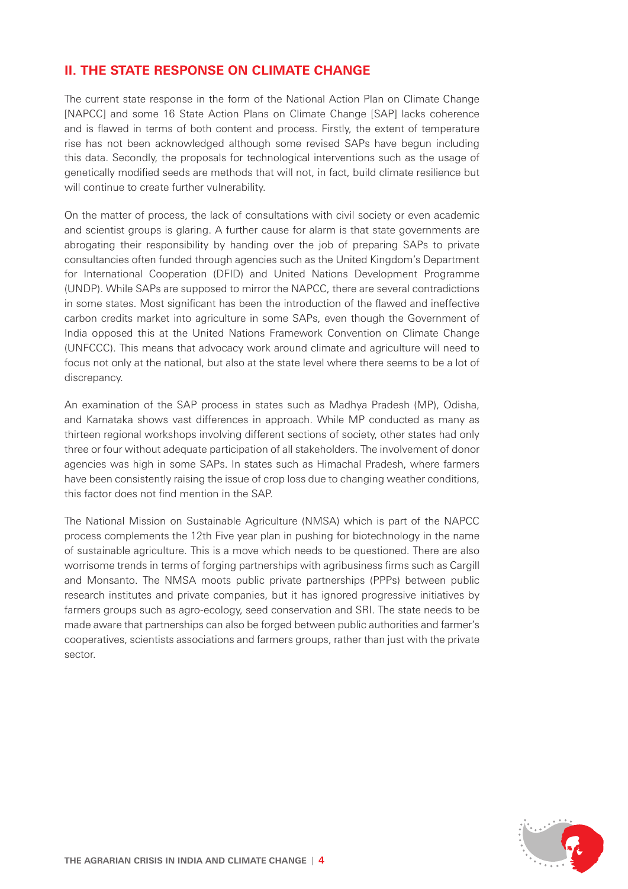## II. THE STATE RESPONSE ON CLIMATE CHANGE

The current state response in the form of the National Action Plan on Climate Change [NAPCC] and some 16 State Action Plans on Climate Change [SAP] lacks coherence and is flawed in terms of both content and process. Firstly, the extent of temperature rise has not been acknowledged although some revised SAPs have begun including this data. Secondly, the proposals for technological interventions such as the usage of genetically modified seeds are methods that will not, in fact, build climate resilience but will continue to create further vulnerability.

On the matter of process, the lack of consultations with civil society or even academic and scientist groups is glaring. A further cause for alarm is that state governments are abrogating their responsibility by handing over the job of preparing SAPs to private consultancies often funded through agencies such as the United Kingdom's Department for International Cooperation (DFID) and United Nations Development Programme (UNDP). While SAPs are supposed to mirror the NAPCC, there are several contradictions in some states. Most significant has been the introduction of the flawed and ineffective carbon credits market into agriculture in some SAPs, even though the Government of India opposed this at the United Nations Framework Convention on Climate Change (UNFCCC). This means that advocacy work around climate and agriculture will need to focus not only at the national, but also at the state level where there seems to be a lot of discrepancy.

An examination of the SAP process in states such as Madhya Pradesh (MP), Odisha, and Karnataka shows vast differences in approach. While MP conducted as many as thirteen regional workshops involving different sections of society, other states had only three or four without adequate participation of all stakeholders. The involvement of donor agencies was high in some SAPs. In states such as Himachal Pradesh, where farmers have been consistently raising the issue of crop loss due to changing weather conditions, this factor does not find mention in the SAP.

The National Mission on Sustainable Agriculture (NMSA) which is part of the NAPCC process complements the 12th Five year plan in pushing for biotechnology in the name of sustainable agriculture. This is a move which needs to be questioned. There are also worrisome trends in terms of forging partnerships with agribusiness firms such as Cargill and Monsanto. The NMSA moots public private partnerships (PPPs) between public research institutes and private companies, but it has ignored progressive initiatives by farmers groups such as agro-ecology, seed conservation and SRI. The state needs to be made aware that partnerships can also be forged between public authorities and farmer's cooperatives, scientists associations and farmers groups, rather than just with the private sector.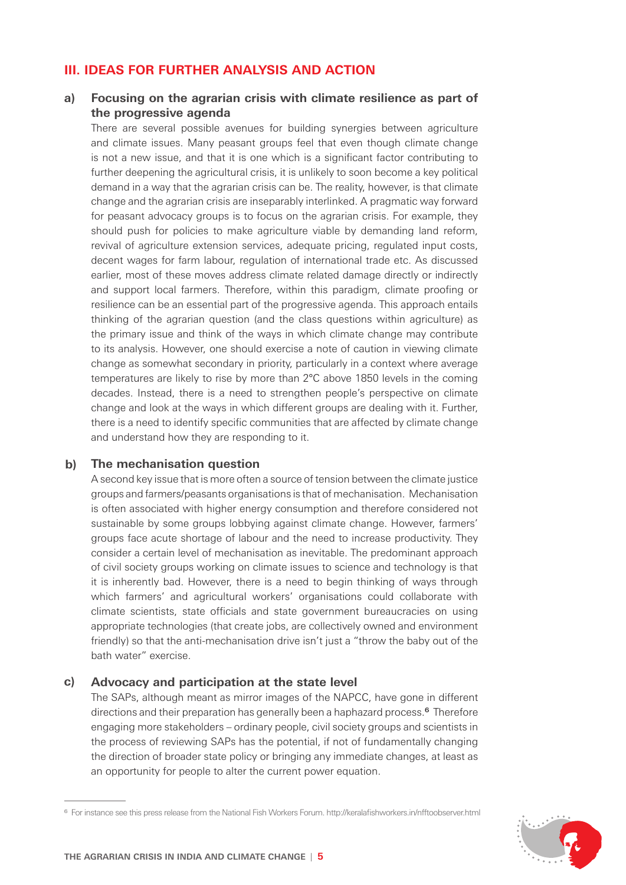## III. IDEAS FOR FURTHER ANALYSIS AND ACTION

### a) Focusing on the agrarian crisis with climate resilience as part of the progressive agenda

There are several possible avenues for building synergies between agriculture and climate issues. Many peasant groups feel that even though climate change is not a new issue, and that it is one which is a significant factor contributing to further deepening the agricultural crisis, it is unlikely to soon become a key political demand in a way that the agrarian crisis can be. The reality, however, is that climate change and the agrarian crisis are inseparably interlinked. A pragmatic way forward for peasant advocacy groups is to focus on the agrarian crisis. For example, they should push for policies to make agriculture viable by demanding land reform, revival of agriculture extension services, adequate pricing, regulated input costs, decent wages for farm labour, regulation of international trade etc. As discussed earlier, most of these moves address climate related damage directly or indirectly and support local farmers. Therefore, within this paradigm, climate proofing or resilience can be an essential part of the progressive agenda. This approach entails thinking of the agrarian question (and the class questions within agriculture) as the primary issue and think of the ways in which climate change may contribute to its analysis. However, one should exercise a note of caution in viewing climate change as somewhat secondary in priority, particularly in a context where average temperatures are likely to rise by more than 2°C above 1850 levels in the coming decades. Instead, there is a need to strengthen people's perspective on climate change and look at the ways in which different groups are dealing with it. Further, there is a need to identify specific communities that are affected by climate change and understand how they are responding to it.

### b) The mechanisation question

A second key issue that is more often a source of tension between the climate justice groups and farmers/peasants organisations is that of mechanisation. Mechanisation is often associated with higher energy consumption and therefore considered not sustainable by some groups lobbying against climate change. However, farmers' groups face acute shortage of labour and the need to increase productivity. They consider a certain level of mechanisation as inevitable. The predominant approach of civil society groups working on climate issues to science and technology is that it is inherently bad. However, there is a need to begin thinking of ways through which farmers' and agricultural workers' organisations could collaborate with climate scientists, state officials and state government bureaucracies on using appropriate technologies (that create jobs, are collectively owned and environment friendly) so that the anti-mechanisation drive isn't just a "throw the baby out of the bath water" exercise.

### c) Advocacy and participation at the state level

The SAPs, although meant as mirror images of the NAPCC, have gone in different directions and their preparation has generally been a haphazard process.[6] Therefore engaging more stakeholders – ordinary people, civil society groups and scientists in the process of reviewing SAPs has the potential, if not of fundamentally changing the direction of broader state policy or bringing any immediate changes, at least as an opportunity for people to alter the current power equation.

---

[6] For instance see this press release from the National Fish Workers Forum. http://keralafishworkers.in/nfftoobserver.html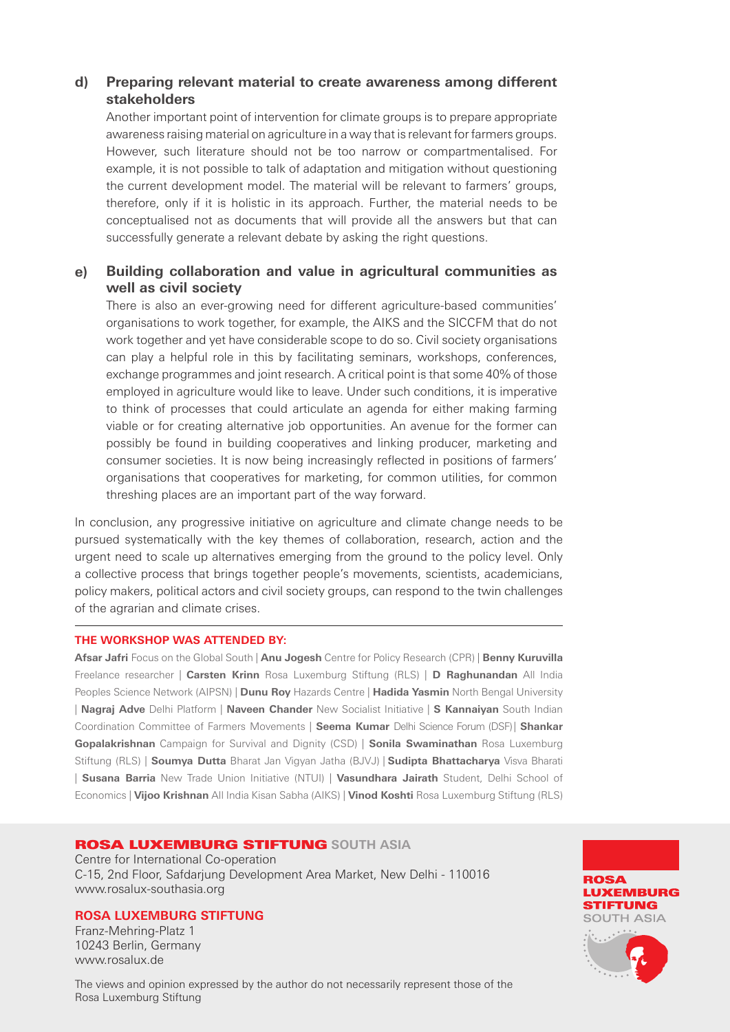**d) Preparing relevant material to create awareness among different stakeholders**

Another important point of intervention for climate groups is to prepare appropriate awareness raising material on agriculture in a way that is relevant for farmers groups. However, such literature should not be too narrow or compartmentalised. For example, it is not possible to talk of adaptation and mitigation without questioning the current development model. The material will be relevant to farmers' groups, therefore, only if it is holistic in its approach. Further, the material needs to be conceptualised not as documents that will provide all the answers but that can successfully generate a relevant debate by asking the right questions.

**e) Building collaboration and value in agricultural communities as well as civil society**

There is also an ever-growing need for different agriculture-based communities' organisations to work together, for example, the AIKS and the SICCFM that do not work together and yet have considerable scope to do so. Civil society organisations can play a helpful role in this by facilitating seminars, workshops, conferences, exchange programmes and joint research. A critical point is that some 40% of those employed in agriculture would like to leave. Under such conditions, it is imperative to think of processes that could articulate an agenda for either making farming viable or for creating alternative job opportunities. An avenue for the former can possibly be found in building cooperatives and linking producer, marketing and consumer societies. It is now being increasingly reflected in positions of farmers' organisations that cooperatives for marketing, for common utilities, for common threshing places are an important part of the way forward.

In conclusion, any progressive initiative on agriculture and climate change needs to be pursued systematically with the key themes of collaboration, research, action and the urgent need to scale up alternatives emerging from the ground to the policy level. Only a collective process that brings together people's movements, scientists, academicians, policy makers, political actors and civil society groups, can respond to the twin challenges of the agrarian and climate crises.

---

**THE WORKSHOP WAS ATTENDED BY:**

**Afsar Jafri** Focus on the Global South | **Anu Jogesh** Centre for Policy Research (CPR) | **Benny Kuruvilla** Freelance researcher | **Carsten Krinn** Rosa Luxemburg Stiftung (RLS) | **D Raghunandan** All India Peoples Science Network (AIPSN) | **Dunu Roy** Hazards Centre | **Hadida Yasmin** North Bengal University | **Nagraj Adve** Delhi Platform | **Naveen Chander** New Socialist Initiative | **S Kannaiyan** South Indian Coordination Committee of Farmers Movements | **Seema Kumar** Delhi Science Forum (DSF) | **Shankar Gopalakrishnan** Campaign for Survival and Dignity (CSD) | **Sonila Swaminathan** Rosa Luxemburg Stiftung (RLS) | **Soumya Dutta** Bharat Jan Vigyan Jatha (BJVJ) | **Sudipta Bhattacharya** Visva Bharati | **Susana Barria** New Trade Union Initiative (NTUI) | **Vasundhara Jairath** Student, Delhi School of Economics | **Vijoo Krishnan** All India Kisan Sabha (AIKS) | **Vinod Koshti** Rosa Luxemburg Stiftung (RLS)

**ROSA LUXEMBURG STIFTUNG** SOUTH ASIA
Centre for International Co-operation
C-15, 2nd Floor, Safdarjung Development Area Market, New Delhi - 110016
www.rosalux-southasia.org

**ROSA LUXEMBURG STIFTUNG**
Franz-Mehring-Platz 1
10243 Berlin, Germany
www.rosalux.de

The views and opinion expressed by the author do not necessarily represent those of the Rosa Luxemburg Stiftung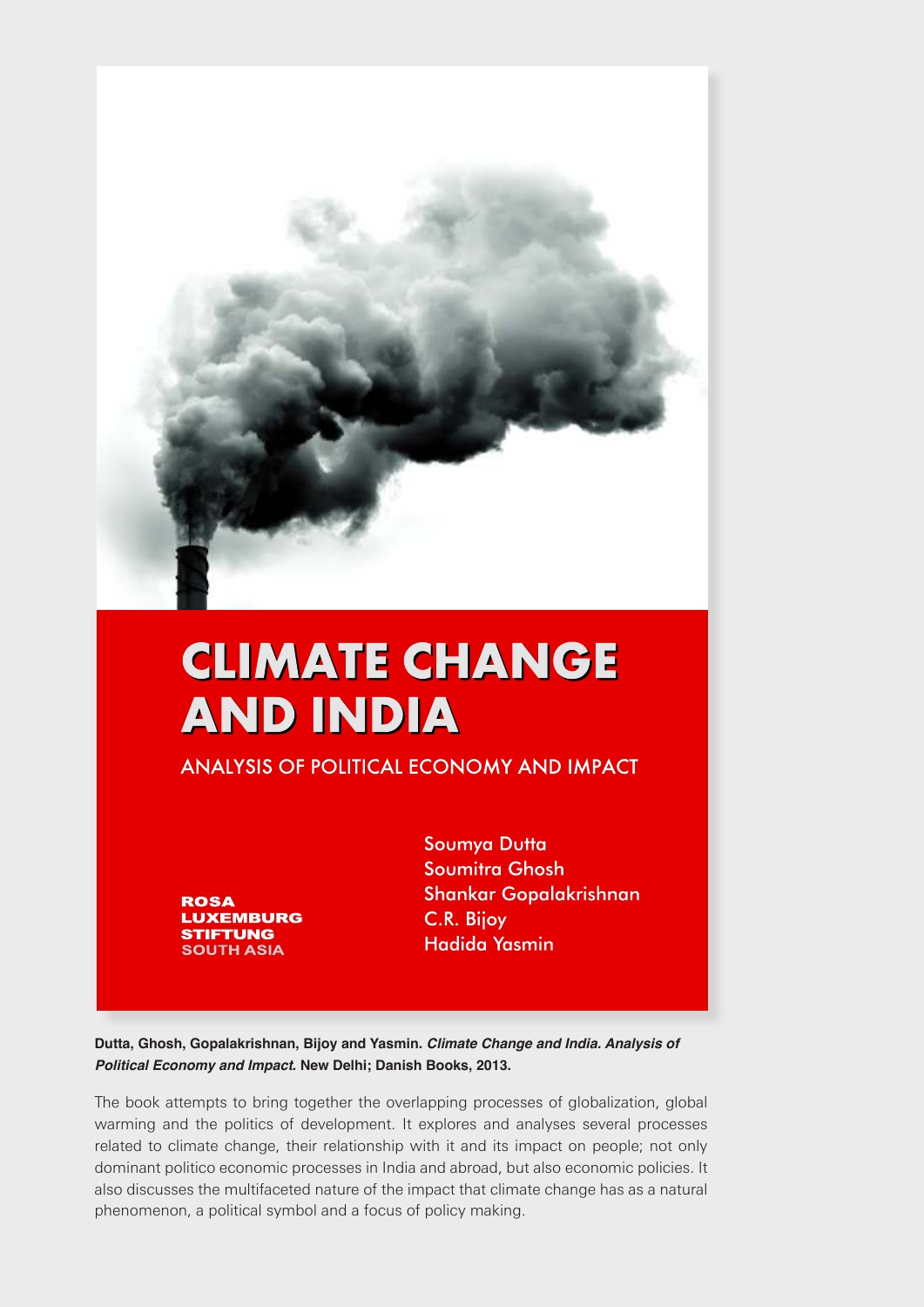# CLIMATE CHANGE AND INDIA

ANALYSIS OF POLITICAL ECONOMY AND IMPACT

ROSA LUXEMBURG STIFTUNG SOUTH ASIA

Soumya Dutta
Soumitra Ghosh
Shankar Gopalakrishnan
C.R. Bijoy
Hadida Yasmin

**Dutta, Ghosh, Gopalakrishnan, Bijoy and Yasmin. *Climate Change and India. Analysis of Political Economy and Impact.* New Delhi; Danish Books, 2013.**

The book attempts to bring together the overlapping processes of globalization, global warming and the politics of development. It explores and analyses several processes related to climate change, their relationship with it and its impact on people; not only dominant politico economic processes in India and abroad, but also economic policies. It also discusses the multifaceted nature of the impact that climate change has as a natural phenomenon, a political symbol and a focus of policy making.